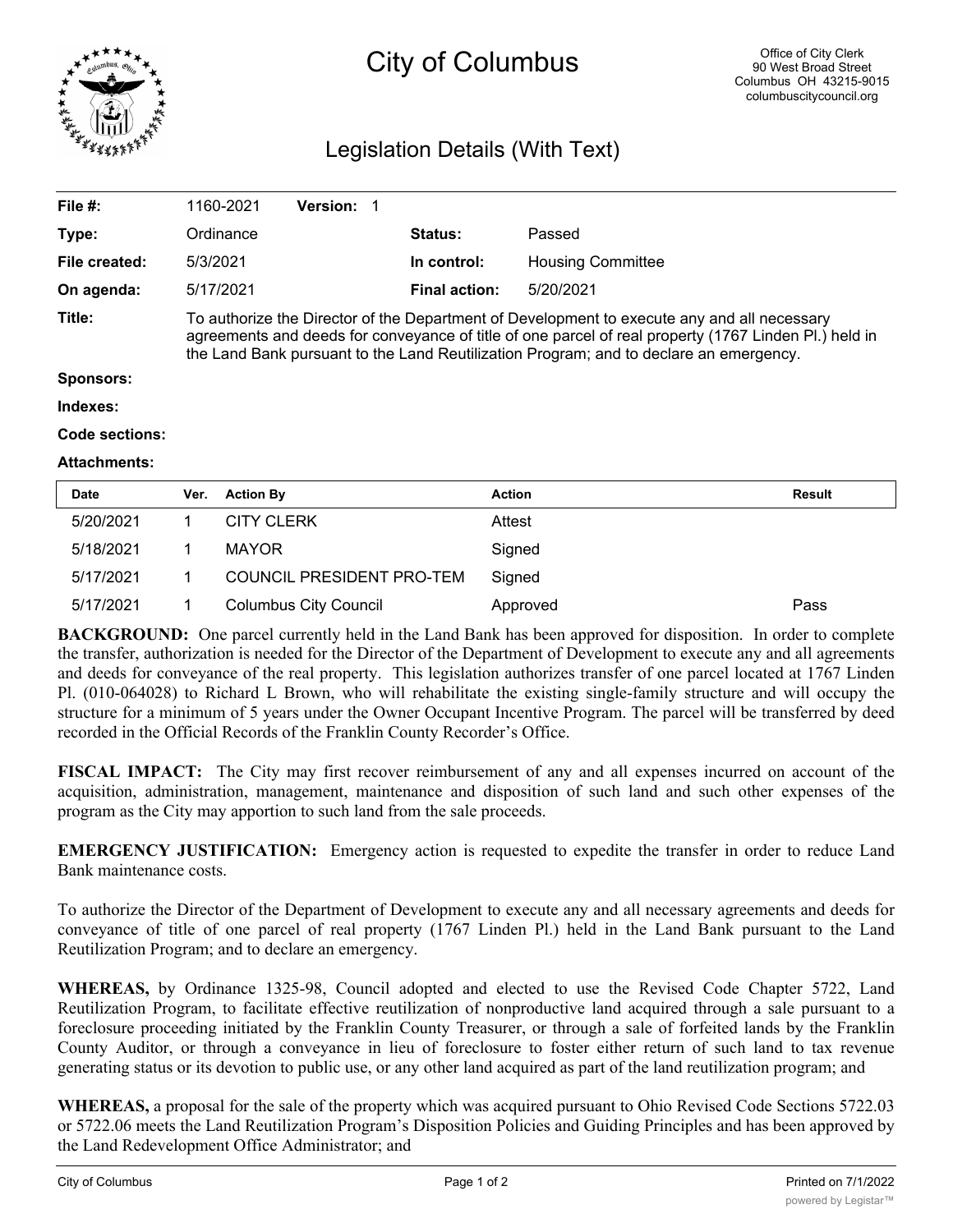# City of Columbus

Office of City Clerk
90 West Broad Street
Columbus OH 43215-9015
columbuscitycouncil.org

## Legislation Details (With Text)

| | | | |
|---|---|---|---|
| **File #:** | 1160-2021 **Version:** 1 | | |
| **Type:** | Ordinance | **Status:** | Passed |
| **File created:** | 5/3/2021 | **In control:** | Housing Committee |
| **On agenda:** | 5/17/2021 | **Final action:** | 5/20/2021 |

**Title:** To authorize the Director of the Department of Development to execute any and all necessary agreements and deeds for conveyance of title of one parcel of real property (1767 Linden Pl.) held in the Land Bank pursuant to the Land Reutilization Program; and to declare an emergency.

**Sponsors:**

**Indexes:**

**Code sections:**

**Attachments:**

| Date | Ver. | Action By | Action | Result |
|---|---|---|---|---|
| 5/20/2021 | 1 | CITY CLERK | Attest | |
| 5/18/2021 | 1 | MAYOR | Signed | |
| 5/17/2021 | 1 | COUNCIL PRESIDENT PRO-TEM | Signed | |
| 5/17/2021 | 1 | Columbus City Council | Approved | Pass |

**BACKGROUND:** One parcel currently held in the Land Bank has been approved for disposition. In order to complete the transfer, authorization is needed for the Director of the Department of Development to execute any and all agreements and deeds for conveyance of the real property. This legislation authorizes transfer of one parcel located at 1767 Linden Pl. (010-064028) to Richard L Brown, who will rehabilitate the existing single-family structure and will occupy the structure for a minimum of 5 years under the Owner Occupant Incentive Program. The parcel will be transferred by deed recorded in the Official Records of the Franklin County Recorder's Office.

**FISCAL IMPACT:** The City may first recover reimbursement of any and all expenses incurred on account of the acquisition, administration, management, maintenance and disposition of such land and such other expenses of the program as the City may apportion to such land from the sale proceeds.

**EMERGENCY JUSTIFICATION:** Emergency action is requested to expedite the transfer in order to reduce Land Bank maintenance costs.

To authorize the Director of the Department of Development to execute any and all necessary agreements and deeds for conveyance of title of one parcel of real property (1767 Linden Pl.) held in the Land Bank pursuant to the Land Reutilization Program; and to declare an emergency.

**WHEREAS,** by Ordinance 1325-98, Council adopted and elected to use the Revised Code Chapter 5722, Land Reutilization Program, to facilitate effective reutilization of nonproductive land acquired through a sale pursuant to a foreclosure proceeding initiated by the Franklin County Treasurer, or through a sale of forfeited lands by the Franklin County Auditor, or through a conveyance in lieu of foreclosure to foster either return of such land to tax revenue generating status or its devotion to public use, or any other land acquired as part of the land reutilization program; and

**WHEREAS,** a proposal for the sale of the property which was acquired pursuant to Ohio Revised Code Sections 5722.03 or 5722.06 meets the Land Reutilization Program's Disposition Policies and Guiding Principles and has been approved by the Land Redevelopment Office Administrator; and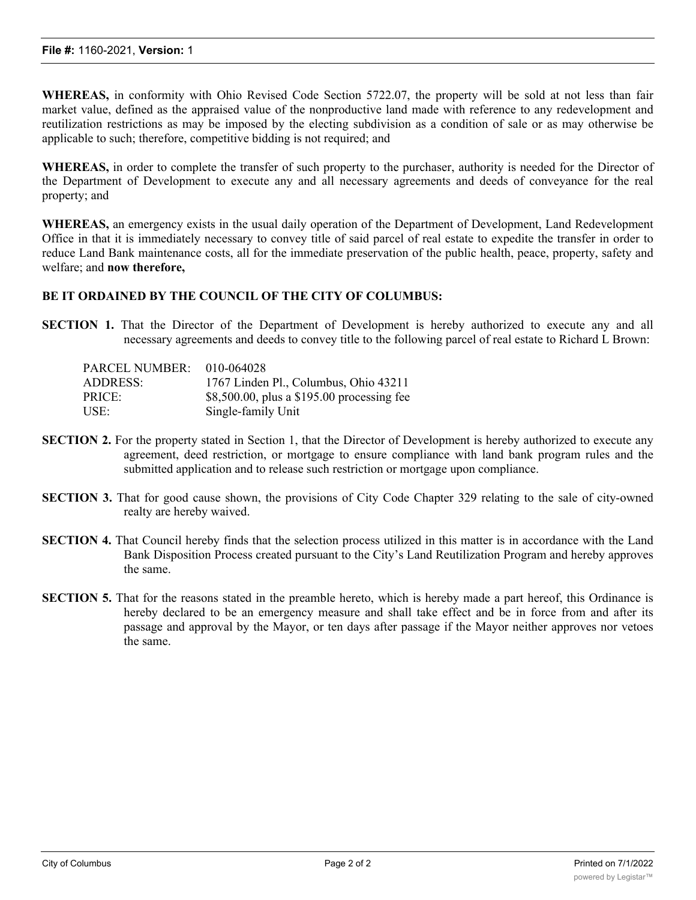**WHEREAS,** in conformity with Ohio Revised Code Section 5722.07, the property will be sold at not less than fair market value, defined as the appraised value of the nonproductive land made with reference to any redevelopment and reutilization restrictions as may be imposed by the electing subdivision as a condition of sale or as may otherwise be applicable to such; therefore, competitive bidding is not required; and

**WHEREAS,** in order to complete the transfer of such property to the purchaser, authority is needed for the Director of the Department of Development to execute any and all necessary agreements and deeds of conveyance for the real property; and

**WHEREAS,** an emergency exists in the usual daily operation of the Department of Development, Land Redevelopment Office in that it is immediately necessary to convey title of said parcel of real estate to expedite the transfer in order to reduce Land Bank maintenance costs, all for the immediate preservation of the public health, peace, property, safety and welfare; and **now therefore,**

**BE IT ORDAINED BY THE COUNCIL OF THE CITY OF COLUMBUS:**

**SECTION 1.** That the Director of the Department of Development is hereby authorized to execute any and all necessary agreements and deeds to convey title to the following parcel of real estate to Richard L Brown:

| | |
|---|---|
| PARCEL NUMBER: | 010-064028 |
| ADDRESS: | 1767 Linden Pl., Columbus, Ohio 43211 |
| PRICE: | $8,500.00, plus a $195.00 processing fee |
| USE: | Single-family Unit |

**SECTION 2.** For the property stated in Section 1, that the Director of Development is hereby authorized to execute any agreement, deed restriction, or mortgage to ensure compliance with land bank program rules and the submitted application and to release such restriction or mortgage upon compliance.

**SECTION 3.** That for good cause shown, the provisions of City Code Chapter 329 relating to the sale of city-owned realty are hereby waived.

**SECTION 4.** That Council hereby finds that the selection process utilized in this matter is in accordance with the Land Bank Disposition Process created pursuant to the City's Land Reutilization Program and hereby approves the same.

**SECTION 5.** That for the reasons stated in the preamble hereto, which is hereby made a part hereof, this Ordinance is hereby declared to be an emergency measure and shall take effect and be in force from and after its passage and approval by the Mayor, or ten days after passage if the Mayor neither approves nor vetoes the same.